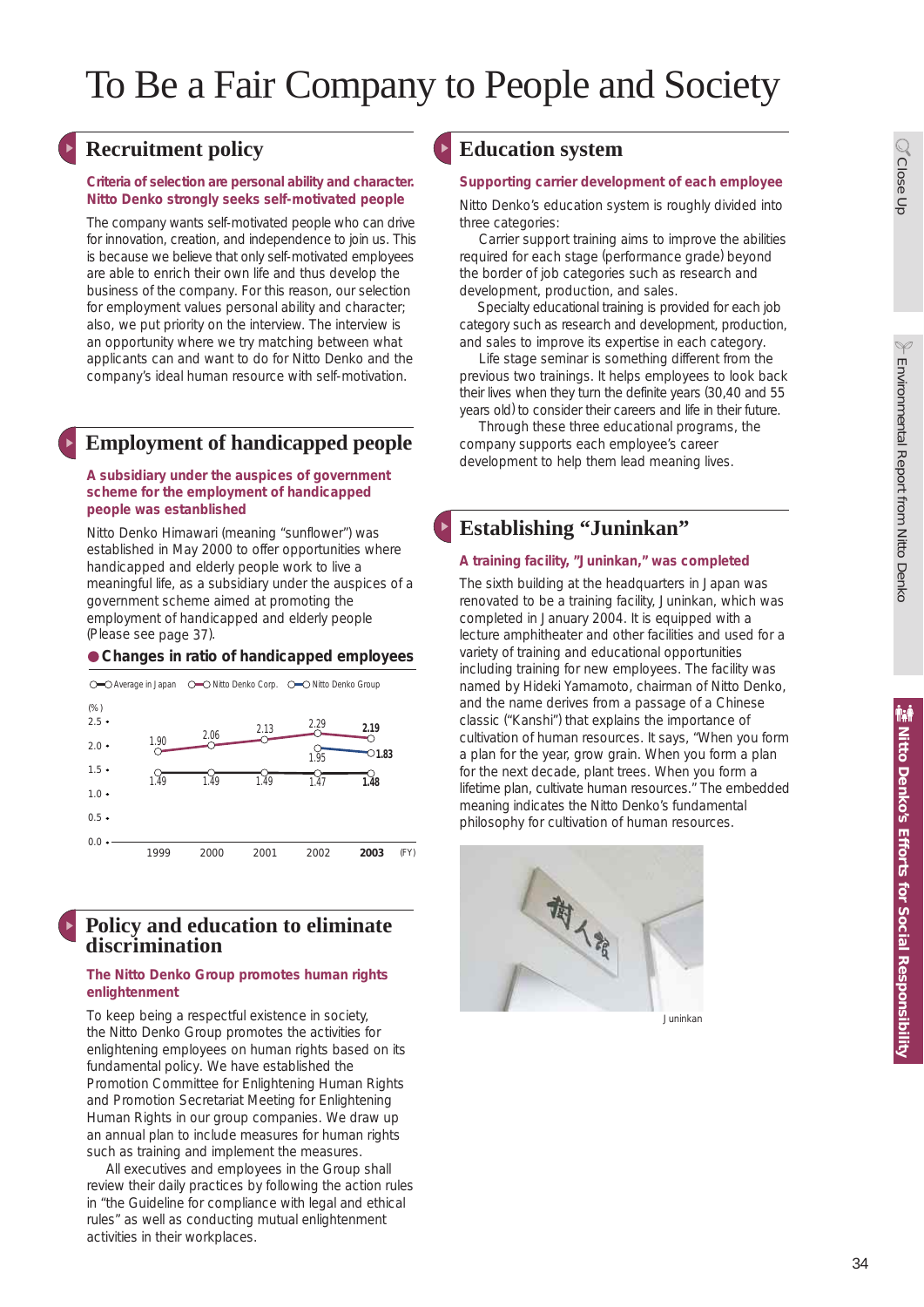# To Be a Fair Company to People and Society

## Recruitment policy

**Criteria of selection are personal ability and character. Nitto Denko strongly seeks self-motivated people**

The company wants self-motivated people who can drive for innovation, creation, and independence to join us. This is because we believe that only self-motivated employees are able to enrich their own life and thus develop the business of the company. For this reason, our selection for employment values personal ability and character; also, we put priority on the interview. The interview is an opportunity where we try matching between what applicants can and want to do for Nitto Denko and the company's ideal human resource with self-motivation.

## Employment of handicapped people

**A subsidiary under the auspices of government scheme for the employment of handicapped people was established**

Nitto Denko Himawari (meaning "sunflower") was established in May 2000 to offer opportunities where handicapped and elderly people work to live a meaningful life, as a subsidiary under the auspices of a government scheme aimed at promoting the employment of handicapped and elderly people (Please see page 37).

**● Changes in ratio of handicapped employees**

(%)

| FY | Average in Japan | Nitto Denko Corp. | Nitto Denko Group |
|---|---|---|---|
| 1999 | 1.49 | 1.90 | |
| 2000 | 1.49 | 2.06 | |
| 2001 | 1.49 | 2.13 | |
| 2002 | 1.47 | 2.29 | 1.95 |
| 2003 | 1.48 | 2.19 | 1.83 |

## Policy and education to eliminate discrimination

**The Nitto Denko Group promotes human rights enlightenment**

To keep being a respectful existence in society, the Nitto Denko Group promotes the activities for enlightening employees on human rights based on its fundamental policy. We have established the Promotion Committee for Enlightening Human Rights and Promotion Secretariat Meeting for Enlightening Human Rights in our group companies. We draw up an annual plan to include measures for human rights such as training and implement the measures.

All executives and employees in the Group shall review their daily practices by following the action rules in "the Guideline for compliance with legal and ethical rules" as well as conducting mutual enlightenment activities in their workplaces.

## Education system

**Supporting carrier development of each employee**

Nitto Denko's education system is roughly divided into three categories:

Carrier support training aims to improve the abilities required for each stage (performance grade) beyond the border of job categories such as research and development, production, and sales.

Specialty educational training is provided for each job category such as research and development, production, and sales to improve its expertise in each category.

Life stage seminar is something different from the previous two trainings. It helps employees to look back their lives when they turn the definite years (30,40 and 55 years old) to consider their careers and life in their future.

Through these three educational programs, the company supports each employee's career development to help them lead meaning lives.

## Establishing "Juninkan"

**A training facility, "Juninkan," was completed**

The sixth building at the headquarters in Japan was renovated to be a training facility, Juninkan, which was completed in January 2004. It is equipped with a lecture amphitheater and other facilities and used for a variety of training and educational opportunities including training for new employees. The facility was named by Hideki Yamamoto, chairman of Nitto Denko, and the name derives from a passage of a Chinese classic ("Kanshi") that explains the importance of cultivation of human resources. It says, "When you form a plan for the year, grow grain. When you form a plan for the next decade, plant trees. When you form a lifetime plan, cultivate human resources." The embedded meaning indicates the Nitto Denko's fundamental philosophy for cultivation of human resources.

Juninkan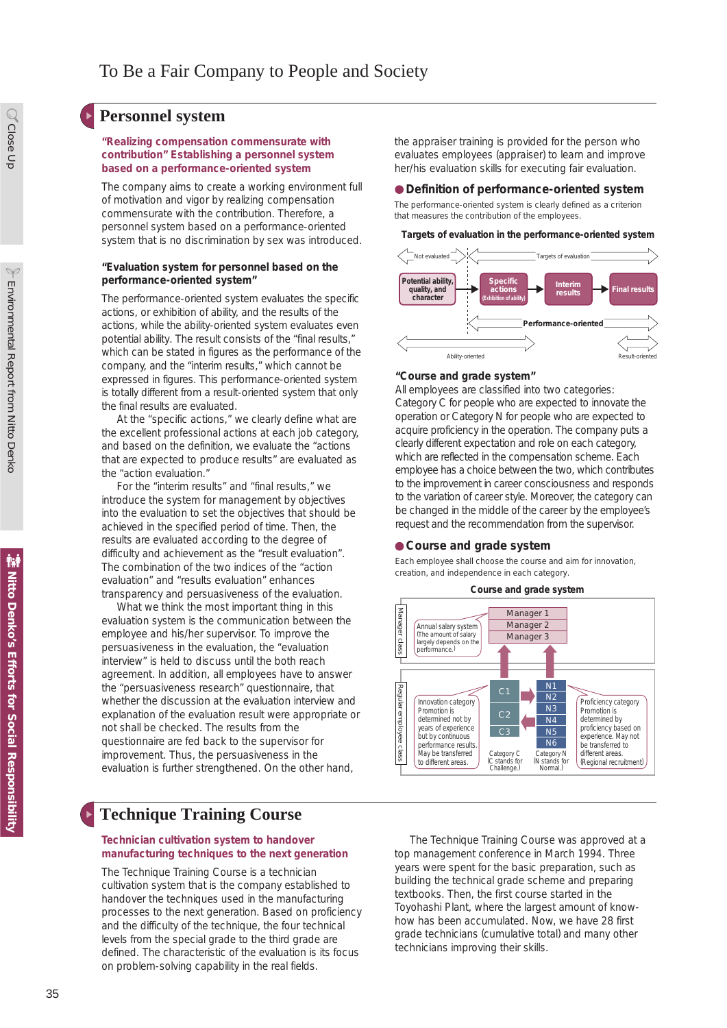## Personnel system

**"Realizing compensation commensurate with contribution" Establishing a personnel system based on a performance-oriented system**

The company aims to create a working environment full of motivation and vigor by realizing compensation commensurate with the contribution. Therefore, a personnel system based on a performance-oriented system that is no discrimination by sex was introduced.

**"Evaluation system for personnel based on the performance-oriented system"**

The performance-oriented system evaluates the specific actions, or exhibition of ability, and the results of the actions, while the ability-oriented system evaluates even potential ability. The result consists of the "final results," which can be stated in figures as the performance of the company, and the "interim results," which cannot be expressed in figures. This performance-oriented system is totally different from a result-oriented system that only the final results are evaluated.

At the "specific actions," we clearly define what are the excellent professional actions at each job category, and based on the definition, we evaluate the "actions that are expected to produce results" are evaluated as the "action evaluation."

For the "interim results" and "final results," we introduce the system for management by objectives into the evaluation to set the objectives that should be achieved in the specified period of time. Then, the results are evaluated according to the degree of difficulty and achievement as the "result evaluation". The combination of the two indices of the "action evaluation" and "results evaluation" enhances transparency and persuasiveness of the evaluation.

What we think the most important thing in this evaluation system is the communication between the employee and his/her supervisor. To improve the persuasiveness in the evaluation, the "evaluation interview" is held to discuss until the both reach agreement. In addition, all employees have to answer the "persuasiveness research" questionnaire, that whether the discussion at the evaluation interview and explanation of the evaluation result were appropriate or not shall be checked. The results from the questionnaire are fed back to the supervisor for improvement. Thus, the persuasiveness in the evaluation is further strengthened. On the other hand, the appraiser training is provided for the person who evaluates employees (appraiser) to learn and improve her/his evaluation skills for executing fair evaluation.

### ● Definition of performance-oriented system

The performance-oriented system is clearly defined as a criterion that measures the contribution of the employees.

**Targets of evaluation in the performance-oriented system**

Not evaluated
Targets of evaluation
Potential ability, quality, and character
Specific actions (Exhibition of ability)
Interim results
Final results
Performance-oriented
Ability-oriented
Result-oriented

**"Course and grade system"**

All employees are classified into two categories: Category C for people who are expected to innovate the operation or Category N for people who are expected to acquire proficiency in the operation. The company puts a clearly different expectation and role on each category, which are reflected in the compensation scheme. Each employee has a choice between the two, which contributes to the improvement in career consciousness and responds to the variation of career style. Moreover, the category can be changed in the middle of the career by the employee's request and the recommendation from the supervisor.

### ● Course and grade system

Each employee shall choose the course and aim for innovation, creation, and independence in each category.

**Course and grade system**

Manager class
Manager 1
Manager 2
Manager 3
Annual salary system (The amount of salary largely depends on the performance.)

Regular employee class
C1
C2
C3
N1
N2
N3
N4
N5
N6
Innovation category Promotion is determined not by years of experience but by continuous performance results. May be transferred to different areas.
Category C (C stands for Challenge.)
Category N (N stands for Normal.)
Proficiency category Promotion is determined by proficiency based on experience. May not be transferred to different areas. (Regional recruitment)

## Technique Training Course

**Technician cultivation system to handover manufacturing techniques to the next generation**

The Technique Training Course is a technician cultivation system that is the company established to handover the techniques used in the manufacturing processes to the next generation. Based on proficiency and the difficulty of the technique, the four technical levels from the special grade to the third grade are defined. The characteristic of the evaluation is its focus on problem-solving capability in the real fields.

The Technique Training Course was approved at a top management conference in March 1994. Three years were spent for the basic preparation, such as building the technical grade scheme and preparing textbooks. Then, the first course started in the Toyohashi Plant, where the largest amount of know-how has been accumulated. Now, we have 28 first grade technicians (cumulative total) and many other technicians improving their skills.